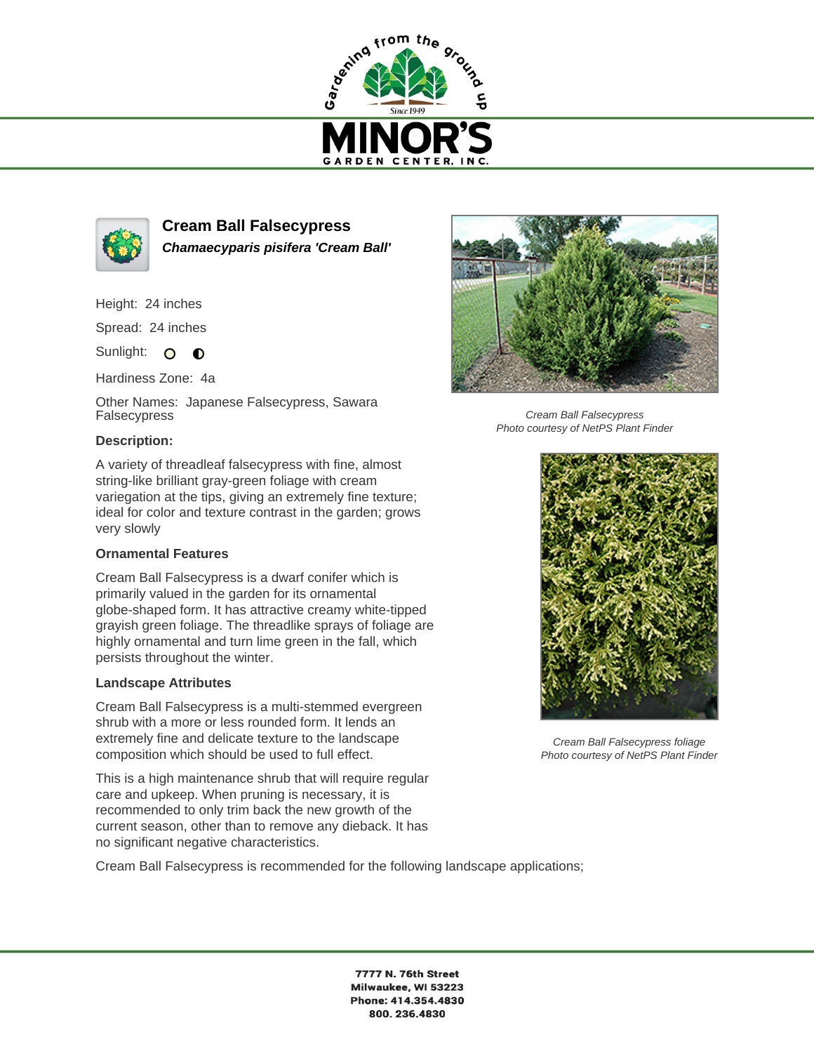# Cream Ball Falsecypress

***Chamaecyparis pisifera 'Cream Ball'***

Height: 24 inches

Spread: 24 inches

Sunlight:

Hardiness Zone: 4a

Other Names: Japanese Falsecypress, Sawara Falsecypress

### Description:

A variety of threadleaf falsecypress with fine, almost string-like brilliant gray-green foliage with cream variegation at the tips, giving an extremely fine texture; ideal for color and texture contrast in the garden; grows very slowly

### Ornamental Features

Cream Ball Falsecypress is a dwarf conifer which is primarily valued in the garden for its ornamental globe-shaped form. It has attractive creamy white-tipped grayish green foliage. The threadlike sprays of foliage are highly ornamental and turn lime green in the fall, which persists throughout the winter.

### Landscape Attributes

Cream Ball Falsecypress is a multi-stemmed evergreen shrub with a more or less rounded form. It lends an extremely fine and delicate texture to the landscape composition which should be used to full effect.

This is a high maintenance shrub that will require regular care and upkeep. When pruning is necessary, it is recommended to only trim back the new growth of the current season, other than to remove any dieback. It has no significant negative characteristics.

Cream Ball Falsecypress is recommended for the following landscape applications;

*Cream Ball Falsecypress*
*Photo courtesy of NetPS Plant Finder*

*Cream Ball Falsecypress foliage*
*Photo courtesy of NetPS Plant Finder*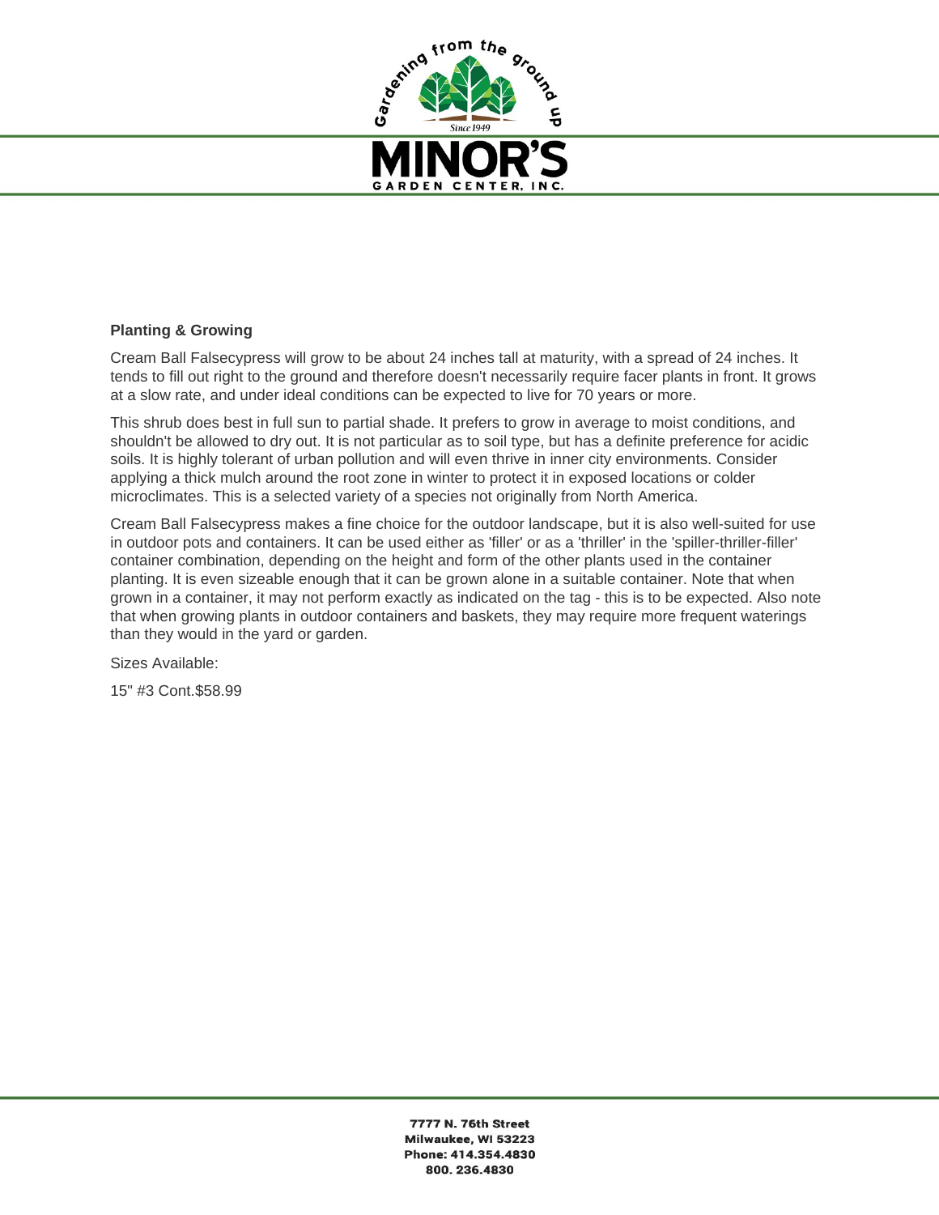**Planting & Growing**

Cream Ball Falsecypress will grow to be about 24 inches tall at maturity, with a spread of 24 inches. It tends to fill out right to the ground and therefore doesn't necessarily require facer plants in front. It grows at a slow rate, and under ideal conditions can be expected to live for 70 years or more.

This shrub does best in full sun to partial shade. It prefers to grow in average to moist conditions, and shouldn't be allowed to dry out. It is not particular as to soil type, but has a definite preference for acidic soils. It is highly tolerant of urban pollution and will even thrive in inner city environments. Consider applying a thick mulch around the root zone in winter to protect it in exposed locations or colder microclimates. This is a selected variety of a species not originally from North America.

Cream Ball Falsecypress makes a fine choice for the outdoor landscape, but it is also well-suited for use in outdoor pots and containers. It can be used either as 'filler' or as a 'thriller' in the 'spiller-thriller-filler' container combination, depending on the height and form of the other plants used in the container planting. It is even sizeable enough that it can be grown alone in a suitable container. Note that when grown in a container, it may not perform exactly as indicated on the tag - this is to be expected. Also note that when growing plants in outdoor containers and baskets, they may require more frequent waterings than they would in the yard or garden.

Sizes Available:

15" #3 Cont.$58.99